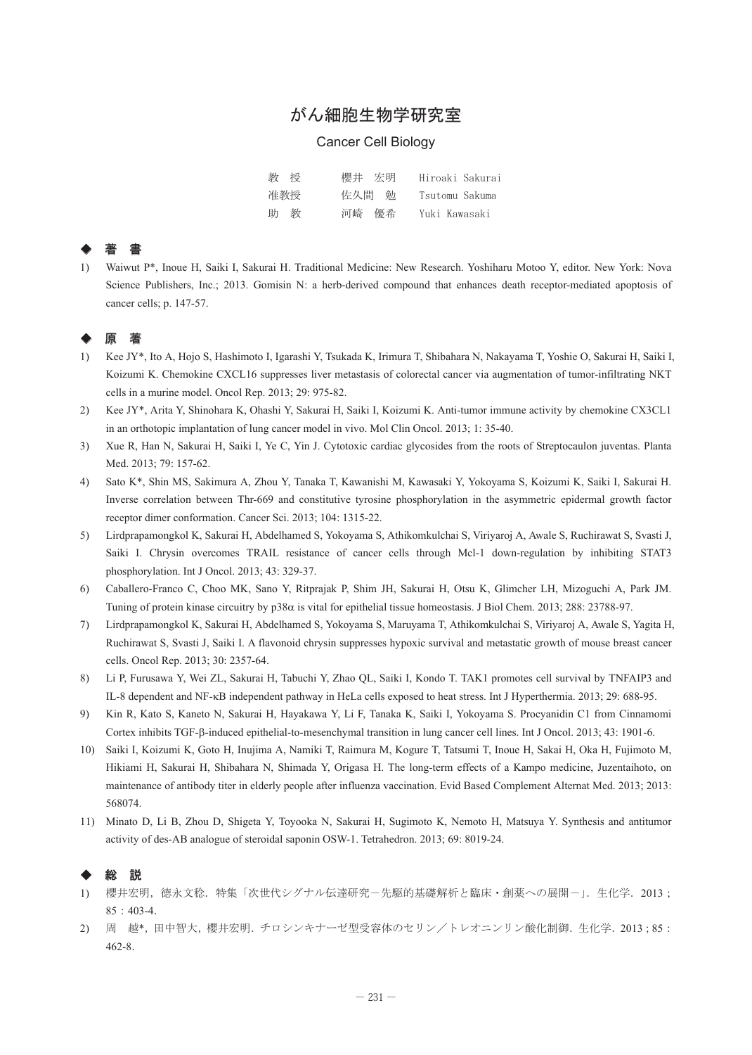# がん細胞生物学研究室

## Cancer Cell Biology

| | | |
|---|---|---|
| 教　授 | 櫻井　宏明 | Hiroaki Sakurai |
| 准教授 | 佐久間　勉 | Tsutomu Sakuma |
| 助　教 | 河崎　優希 | Yuki Kawasaki |

### ◆ 著　書

1) Waiwut P*, Inoue H, Saiki I, Sakurai H. Traditional Medicine: New Research. Yoshiharu Motoo Y, editor. New York: Nova Science Publishers, Inc.; 2013. Gomisin N: a herb-derived compound that enhances death receptor-mediated apoptosis of cancer cells; p. 147-57.

### ◆ 原　著

1) Kee JY*, Ito A, Hojo S, Hashimoto I, Igarashi Y, Tsukada K, Irimura T, Shibahara N, Nakayama T, Yoshie O, Sakurai H, Saiki I, Koizumi K. Chemokine CXCL16 suppresses liver metastasis of colorectal cancer via augmentation of tumor-infiltrating NKT cells in a murine model. Oncol Rep. 2013; 29: 975-82.
2) Kee JY*, Arita Y, Shinohara K, Ohashi Y, Sakurai H, Saiki I, Koizumi K. Anti-tumor immune activity by chemokine CX3CL1 in an orthotopic implantation of lung cancer model in vivo. Mol Clin Oncol. 2013; 1: 35-40.
3) Xue R, Han N, Sakurai H, Saiki I, Ye C, Yin J. Cytotoxic cardiac glycosides from the roots of Streptocaulon juventas. Planta Med. 2013; 79: 157-62.
4) Sato K*, Shin MS, Sakimura A, Zhou Y, Tanaka T, Kawanishi M, Kawasaki Y, Yokoyama S, Koizumi K, Saiki I, Sakurai H. Inverse correlation between Thr-669 and constitutive tyrosine phosphorylation in the asymmetric epidermal growth factor receptor dimer conformation. Cancer Sci. 2013; 104: 1315-22.
5) Lirdprapamongkol K, Sakurai H, Abdelhamed S, Yokoyama S, Athikomkulchai S, Viriyaroj A, Awale S, Ruchirawat S, Svasti J, Saiki I. Chrysin overcomes TRAIL resistance of cancer cells through Mcl-1 down-regulation by inhibiting STAT3 phosphorylation. Int J Oncol. 2013; 43: 329-37.
6) Caballero-Franco C, Choo MK, Sano Y, Ritprajak P, Shim JH, Sakurai H, Otsu K, Glimcher LH, Mizoguchi A, Park JM. Tuning of protein kinase circuitry by p38α is vital for epithelial tissue homeostasis. J Biol Chem. 2013; 288: 23788-97.
7) Lirdprapamongkol K, Sakurai H, Abdelhamed S, Yokoyama S, Maruyama T, Athikomkulchai S, Viriyaroj A, Awale S, Yagita H, Ruchirawat S, Svasti J, Saiki I. A flavonoid chrysin suppresses hypoxic survival and metastatic growth of mouse breast cancer cells. Oncol Rep. 2013; 30: 2357-64.
8) Li P, Furusawa Y, Wei ZL, Sakurai H, Tabuchi Y, Zhao QL, Saiki I, Kondo T. TAK1 promotes cell survival by TNFAIP3 and IL-8 dependent and NF-κB independent pathway in HeLa cells exposed to heat stress. Int J Hyperthermia. 2013; 29: 688-95.
9) Kin R, Kato S, Kaneto N, Sakurai H, Hayakawa Y, Li F, Tanaka K, Saiki I, Yokoyama S. Procyanidin C1 from Cinnamomi Cortex inhibits TGF-β-induced epithelial-to-mesenchymal transition in lung cancer cell lines. Int J Oncol. 2013; 43: 1901-6.
10) Saiki I, Koizumi K, Goto H, Inujima A, Namiki T, Raimura M, Kogure T, Tatsumi T, Inoue H, Sakai H, Oka H, Fujimoto M, Hikiami H, Sakurai H, Shibahara N, Shimada Y, Origasa H. The long-term effects of a Kampo medicine, Juzentaihoto, on maintenance of antibody titer in elderly people after influenza vaccination. Evid Based Complement Alternat Med. 2013; 2013: 568074.
11) Minato D, Li B, Zhou D, Shigeta Y, Toyooka N, Sakurai H, Sugimoto K, Nemoto H, Matsuya Y. Synthesis and antitumor activity of des-AB analogue of steroidal saponin OSW-1. Tetrahedron. 2013; 69: 8019-24.

### ◆ 総　説

1) 櫻井宏明，徳永文稔．特集「次世代シグナル伝達研究－先駆的基礎解析と臨床・創薬への展開－」．生化学．2013；85：403-4.
2) 周　越*，田中智大，櫻井宏明．チロシンキナーゼ型受容体のセリン／トレオニンリン酸化制御．生化学．2013 ; 85：462-8.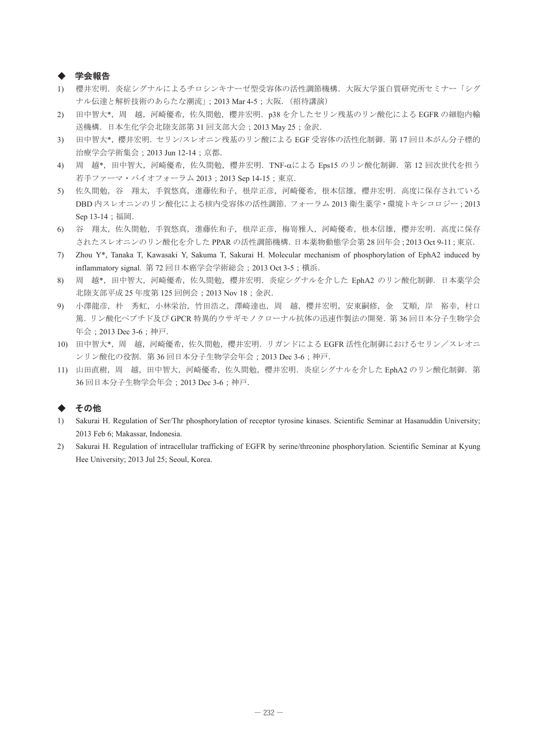## ◆ 学会報告

1) 櫻井宏明．炎症シグナルによるチロシンキナーゼ型受容体の活性調節機構．大阪大学蛋白質研究所セミナー「シグナル伝達と解析技術のあらたな潮流」; 2013 Mar 4-5；大阪．（招待講演）
2) 田中智大*，周　越，河崎優希，佐久間勉，櫻井宏明．p38 を介したセリン残基のリン酸化による EGFR の細胞内輸送機構．日本生化学会北陸支部第 31 回支部大会；2013 May 25；金沢．
3) 田中智大*，櫻井宏明．セリン/スレオニン残基のリン酸による EGF 受容体の活性化制御．第 17 回日本がん分子標的治療学会学術集会；2013 Jun 12-14；京都．
4) 周　越*，田中智大，河崎優希，佐久間勉，櫻井宏明．TNF-αによる Eps15 のリン酸化制御．第 12 回次世代を担う若手ファーマ・バイオフォーラム 2013；2013 Sep 14-15；東京．
5) 佐久間勉，谷　翔太，手賀悠真，進藤佐和子，根岸正彦，河崎優希，根本信雄，櫻井宏明．高度に保存されている DBD 内スレオニンのリン酸化による核内受容体の活性調節．フォーラム 2013 衛生薬学・環境トキシコロジー ; 2013 Sep 13-14；福岡．
6) 谷　翔太，佐久間勉，手賀悠真，進藤佐和子，根岸正彦，梅寄雅人，河崎優希，根本信雄，櫻井宏明．高度に保存されたスレオニンのリン酸化を介した PPAR の活性調節機構．日本薬物動態学会第 28 回年会 ; 2013 Oct 9-11 ; 東京．
7) Zhou Y*, Tanaka T, Kawasaki Y, Sakuma T, Sakurai H. Molecular mechanism of phosphorylation of EphA2 induced by inflammatory signal. 第 72 回日本癌学会学術総会；2013 Oct 3-5；横浜．
8) 周　越*，田中智大，河崎優希，佐久間勉，櫻井宏明．炎症シグナルを介した EphA2 のリン酸化制御．日本薬学会北陸支部平成 25 年度第 125 回例会；2013 Nov 18；金沢．
9) 小澤龍彦，朴　秀虹，小林栄治，竹田浩之，澤崎達也，周　越，櫻井宏明，安東嗣修，金　艾順，岸　裕幸，村口篤．リン酸化ペプチド及び GPCR 特異的ウサギモノクローナル抗体の迅速作製法の開発．第 36 回日本分子生物学会年会；2013 Dec 3-6；神戸．
10) 田中智大*，周　越，河崎優希，佐久間勉，櫻井宏明．リガンドによる EGFR 活性化制御におけるセリン／スレオニンリン酸化の役割．第 36 回日本分子生物学会年会；2013 Dec 3-6；神戸．
11) 山田直樹，周　越，田中智大，河崎優希，佐久間勉，櫻井宏明．炎症シグナルを介した EphA2 のリン酸化制御．第 36 回日本分子生物学会年会；2013 Dec 3-6；神戸．

## ◆ その他

1) Sakurai H. Regulation of Ser/Thr phosphorylation of receptor tyrosine kinases. Scientific Seminar at Hasanuddin University; 2013 Feb 6; Makassar, Indonesia.
2) Sakurai H. Regulation of intracellular trafficking of EGFR by serine/threonine phosphorylation. Scientific Seminar at Kyung Hee University; 2013 Jul 25; Seoul, Korea.